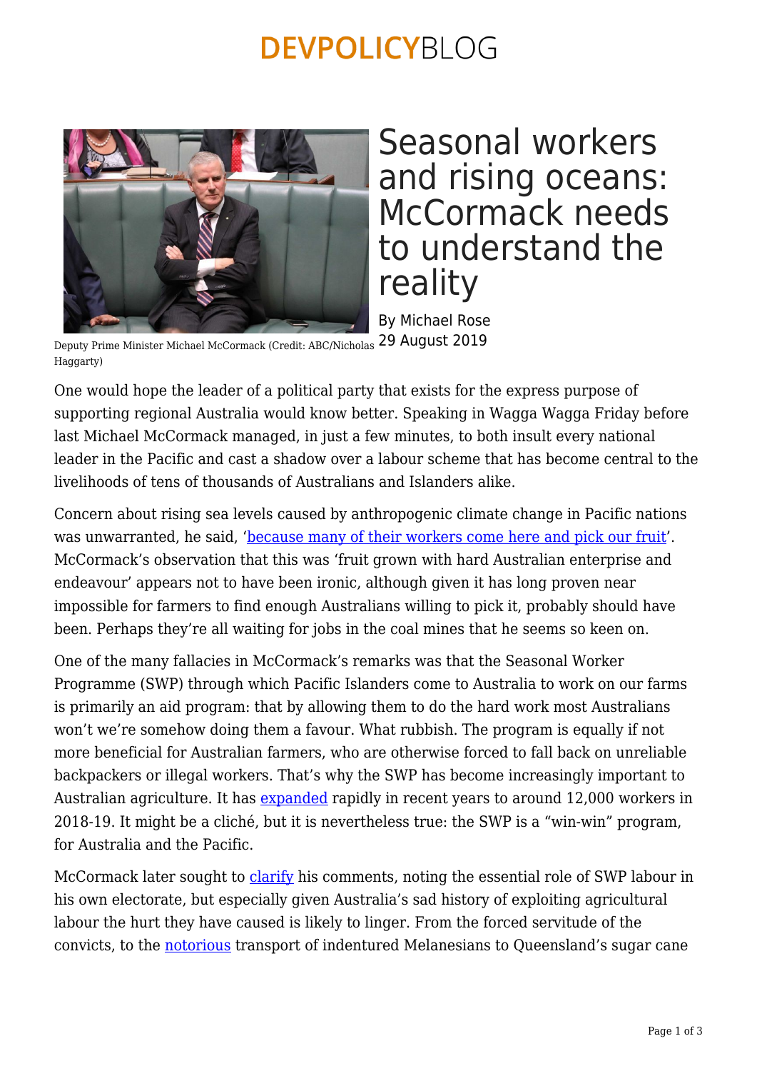# Seasonal workers and rising oceans: McCormack needs to understand the reality

By Michael Rose
29 August 2019

Deputy Prime Minister Michael McCormack (Credit: ABC/Nicholas Haggarty)

One would hope the leader of a political party that exists for the express purpose of supporting regional Australia would know better. Speaking in Wagga Wagga Friday before last Michael McCormack managed, in just a few minutes, to both insult every national leader in the Pacific and cast a shadow over a labour scheme that has become central to the livelihoods of tens of thousands of Australians and Islanders alike.

Concern about rising sea levels caused by anthropogenic climate change in Pacific nations was unwarranted, he said, 'because many of their workers come here and pick our fruit'. McCormack's observation that this was 'fruit grown with hard Australian enterprise and endeavour' appears not to have been ironic, although given it has long proven near impossible for farmers to find enough Australians willing to pick it, probably should have been. Perhaps they're all waiting for jobs in the coal mines that he seems so keen on.

One of the many fallacies in McCormack's remarks was that the Seasonal Worker Programme (SWP) through which Pacific Islanders come to Australia to work on our farms is primarily an aid program: that by allowing them to do the hard work most Australians won't we're somehow doing them a favour. What rubbish. The program is equally if not more beneficial for Australian farmers, who are otherwise forced to fall back on unreliable backpackers or illegal workers. That's why the SWP has become increasingly important to Australian agriculture. It has expanded rapidly in recent years to around 12,000 workers in 2018-19. It might be a cliché, but it is nevertheless true: the SWP is a "win-win" program, for Australia and the Pacific.

McCormack later sought to clarify his comments, noting the essential role of SWP labour in his own electorate, but especially given Australia's sad history of exploiting agricultural labour the hurt they have caused is likely to linger. From the forced servitude of the convicts, to the notorious transport of indentured Melanesians to Queensland's sugar cane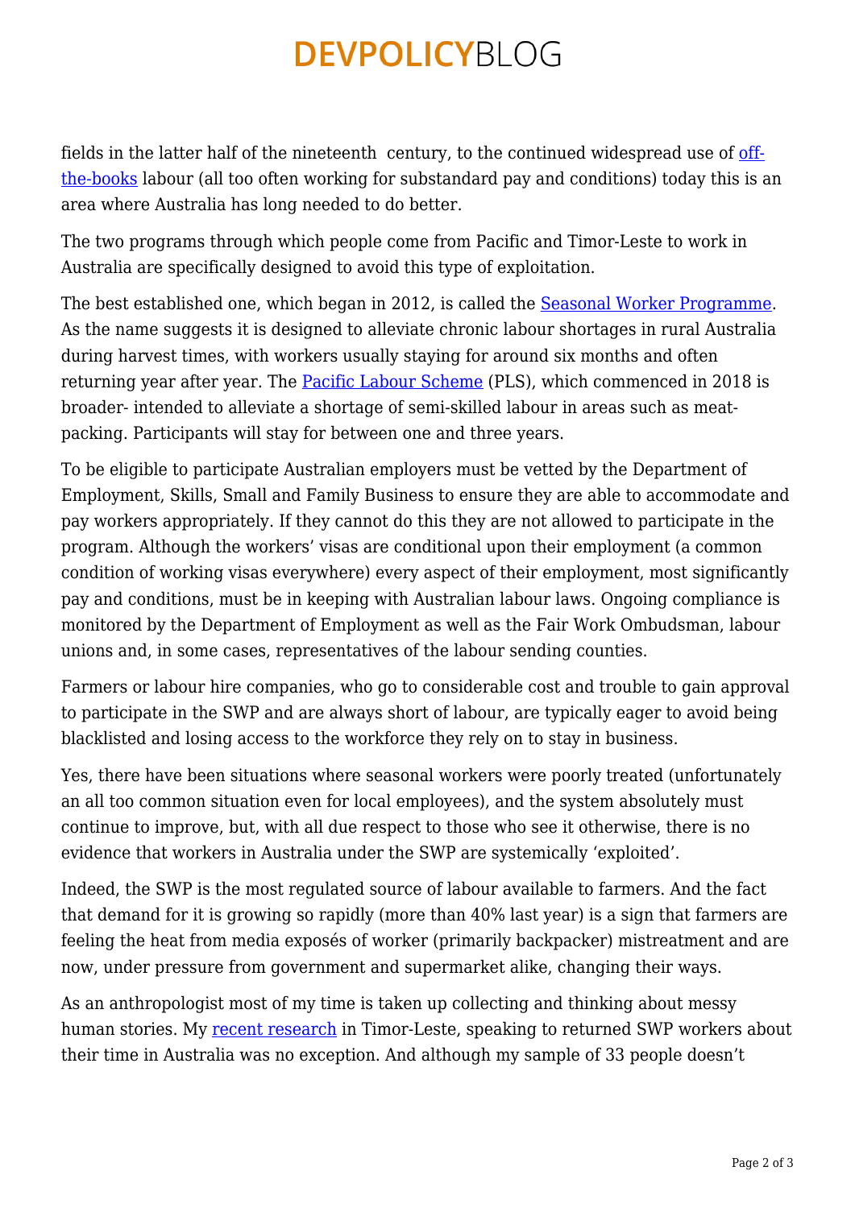fields in the latter half of the nineteenth  century, to the continued widespread use of off-the-books labour (all too often working for substandard pay and conditions) today this is an area where Australia has long needed to do better.

The two programs through which people come from Pacific and Timor-Leste to work in Australia are specifically designed to avoid this type of exploitation.

The best established one, which began in 2012, is called the Seasonal Worker Programme. As the name suggests it is designed to alleviate chronic labour shortages in rural Australia during harvest times, with workers usually staying for around six months and often returning year after year. The Pacific Labour Scheme (PLS), which commenced in 2018 is broader- intended to alleviate a shortage of semi-skilled labour in areas such as meat-packing. Participants will stay for between one and three years.

To be eligible to participate Australian employers must be vetted by the Department of Employment, Skills, Small and Family Business to ensure they are able to accommodate and pay workers appropriately. If they cannot do this they are not allowed to participate in the program. Although the workers' visas are conditional upon their employment (a common condition of working visas everywhere) every aspect of their employment, most significantly pay and conditions, must be in keeping with Australian labour laws. Ongoing compliance is monitored by the Department of Employment as well as the Fair Work Ombudsman, labour unions and, in some cases, representatives of the labour sending counties.

Farmers or labour hire companies, who go to considerable cost and trouble to gain approval to participate in the SWP and are always short of labour, are typically eager to avoid being blacklisted and losing access to the workforce they rely on to stay in business.

Yes, there have been situations where seasonal workers were poorly treated (unfortunately an all too common situation even for local employees), and the system absolutely must continue to improve, but, with all due respect to those who see it otherwise, there is no evidence that workers in Australia under the SWP are systemically 'exploited'.

Indeed, the SWP is the most regulated source of labour available to farmers. And the fact that demand for it is growing so rapidly (more than 40% last year) is a sign that farmers are feeling the heat from media exposés of worker (primarily backpacker) mistreatment and are now, under pressure from government and supermarket alike, changing their ways.

As an anthropologist most of my time is taken up collecting and thinking about messy human stories. My recent research in Timor-Leste, speaking to returned SWP workers about their time in Australia was no exception. And although my sample of 33 people doesn't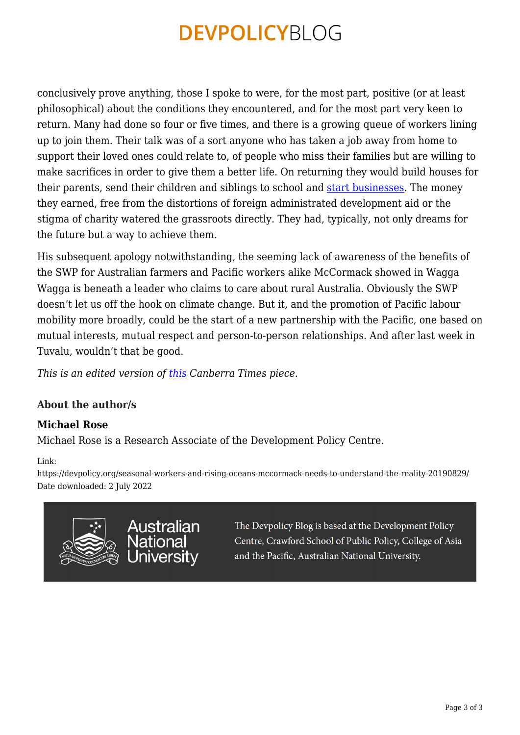conclusively prove anything, those I spoke to were, for the most part, positive (or at least philosophical) about the conditions they encountered, and for the most part very keen to return. Many had done so four or five times, and there is a growing queue of workers lining up to join them. Their talk was of a sort anyone who has taken a job away from home to support their loved ones could relate to, of people who miss their families but are willing to make sacrifices in order to give them a better life. On returning they would build houses for their parents, send their children and siblings to school and start businesses. The money they earned, free from the distortions of foreign administrated development aid or the stigma of charity watered the grassroots directly. They had, typically, not only dreams for the future but a way to achieve them.

His subsequent apology notwithstanding, the seeming lack of awareness of the benefits of the SWP for Australian farmers and Pacific workers alike McCormack showed in Wagga Wagga is beneath a leader who claims to care about rural Australia. Obviously the SWP doesn't let us off the hook on climate change. But it, and the promotion of Pacific labour mobility more broadly, could be the start of a new partnership with the Pacific, one based on mutual interests, mutual respect and person-to-person relationships. And after last week in Tuvalu, wouldn't that be good.

*This is an edited version of this Canberra Times piece.*

### About the author/s

**Michael Rose**

Michael Rose is a Research Associate of the Development Policy Centre.

Link:
https://devpolicy.org/seasonal-workers-and-rising-oceans-mccormack-needs-to-understand-the-reality-20190829/
Date downloaded: 2 July 2022

Australian National University

The Devpolicy Blog is based at the Development Policy Centre, Crawford School of Public Policy, College of Asia and the Pacific, Australian National University.